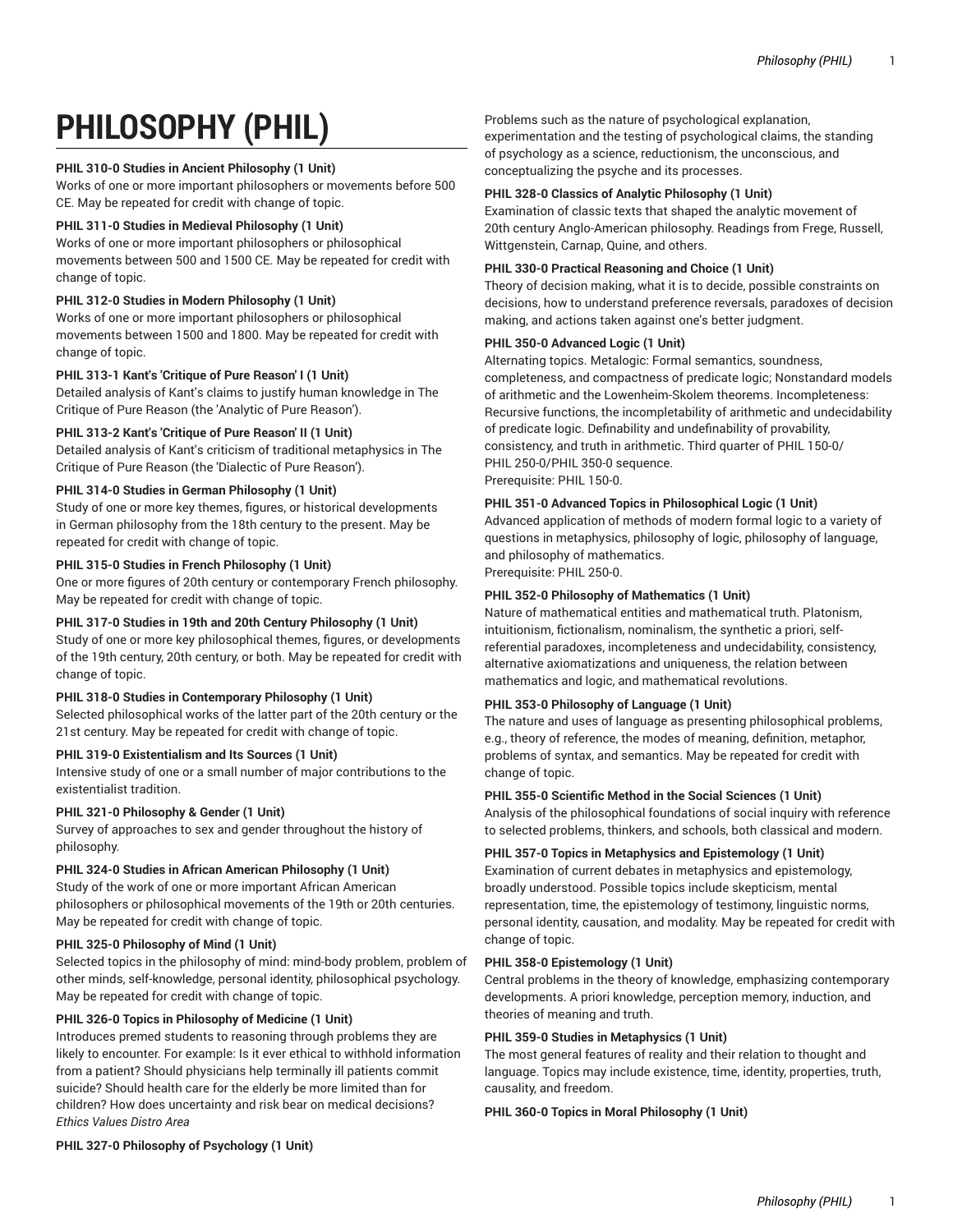# PHILOSOPHY (PHIL)

**PHIL 310-0 Studies in Ancient Philosophy (1 Unit)**
Works of one or more important philosophers or movements before 500 CE. May be repeated for credit with change of topic.

**PHIL 311-0 Studies in Medieval Philosophy (1 Unit)**
Works of one or more important philosophers or philosophical movements between 500 and 1500 CE. May be repeated for credit with change of topic.

**PHIL 312-0 Studies in Modern Philosophy (1 Unit)**
Works of one or more important philosophers or philosophical movements between 1500 and 1800. May be repeated for credit with change of topic.

**PHIL 313-1 Kant's 'Critique of Pure Reason' I (1 Unit)**
Detailed analysis of Kant's claims to justify human knowledge in The Critique of Pure Reason (the 'Analytic of Pure Reason').

**PHIL 313-2 Kant's 'Critique of Pure Reason' II (1 Unit)**
Detailed analysis of Kant's criticism of traditional metaphysics in The Critique of Pure Reason (the 'Dialectic of Pure Reason').

**PHIL 314-0 Studies in German Philosophy (1 Unit)**
Study of one or more key themes, figures, or historical developments in German philosophy from the 18th century to the present. May be repeated for credit with change of topic.

**PHIL 315-0 Studies in French Philosophy (1 Unit)**
One or more figures of 20th century or contemporary French philosophy. May be repeated for credit with change of topic.

**PHIL 317-0 Studies in 19th and 20th Century Philosophy (1 Unit)**
Study of one or more key philosophical themes, figures, or developments of the 19th century, 20th century, or both. May be repeated for credit with change of topic.

**PHIL 318-0 Studies in Contemporary Philosophy (1 Unit)**
Selected philosophical works of the latter part of the 20th century or the 21st century. May be repeated for credit with change of topic.

**PHIL 319-0 Existentialism and Its Sources (1 Unit)**
Intensive study of one or a small number of major contributions to the existentialist tradition.

**PHIL 321-0 Philosophy & Gender (1 Unit)**
Survey of approaches to sex and gender throughout the history of philosophy.

**PHIL 324-0 Studies in African American Philosophy (1 Unit)**
Study of the work of one or more important African American philosophers or philosophical movements of the 19th or 20th centuries. May be repeated for credit with change of topic.

**PHIL 325-0 Philosophy of Mind (1 Unit)**
Selected topics in the philosophy of mind: mind-body problem, problem of other minds, self-knowledge, personal identity, philosophical psychology. May be repeated for credit with change of topic.

**PHIL 326-0 Topics in Philosophy of Medicine (1 Unit)**
Introduces premed students to reasoning through problems they are likely to encounter. For example: Is it ever ethical to withhold information from a patient? Should physicians help terminally ill patients commit suicide? Should health care for the elderly be more limited than for children? How does uncertainty and risk bear on medical decisions?
*Ethics Values Distro Area*

**PHIL 327-0 Philosophy of Psychology (1 Unit)**
Problems such as the nature of psychological explanation, experimentation and the testing of psychological claims, the standing of psychology as a science, reductionism, the unconscious, and conceptualizing the psyche and its processes.

**PHIL 328-0 Classics of Analytic Philosophy (1 Unit)**
Examination of classic texts that shaped the analytic movement of 20th century Anglo-American philosophy. Readings from Frege, Russell, Wittgenstein, Carnap, Quine, and others.

**PHIL 330-0 Practical Reasoning and Choice (1 Unit)**
Theory of decision making, what it is to decide, possible constraints on decisions, how to understand preference reversals, paradoxes of decision making, and actions taken against one's better judgment.

**PHIL 350-0 Advanced Logic (1 Unit)**
Alternating topics. Metalogic: Formal semantics, soundness, completeness, and compactness of predicate logic; Nonstandard models of arithmetic and the Lowenheim-Skolem theorems. Incompleteness: Recursive functions, the incompletability of arithmetic and undecidability of predicate logic. Definability and undefinability of provability, consistency, and truth in arithmetic. Third quarter of PHIL 150-0/PHIL 250-0/PHIL 350-0 sequence.
Prerequisite: PHIL 150-0.

**PHIL 351-0 Advanced Topics in Philosophical Logic (1 Unit)**
Advanced application of methods of modern formal logic to a variety of questions in metaphysics, philosophy of logic, philosophy of language, and philosophy of mathematics.
Prerequisite: PHIL 250-0.

**PHIL 352-0 Philosophy of Mathematics (1 Unit)**
Nature of mathematical entities and mathematical truth. Platonism, intuitionism, fictionalism, nominalism, the synthetic a priori, self-referential paradoxes, incompleteness and undecidability, consistency, alternative axiomatizations and uniqueness, the relation between mathematics and logic, and mathematical revolutions.

**PHIL 353-0 Philosophy of Language (1 Unit)**
The nature and uses of language as presenting philosophical problems, e.g., theory of reference, the modes of meaning, definition, metaphor, problems of syntax, and semantics. May be repeated for credit with change of topic.

**PHIL 355-0 Scientific Method in the Social Sciences (1 Unit)**
Analysis of the philosophical foundations of social inquiry with reference to selected problems, thinkers, and schools, both classical and modern.

**PHIL 357-0 Topics in Metaphysics and Epistemology (1 Unit)**
Examination of current debates in metaphysics and epistemology, broadly understood. Possible topics include skepticism, mental representation, time, the epistemology of testimony, linguistic norms, personal identity, causation, and modality. May be repeated for credit with change of topic.

**PHIL 358-0 Epistemology (1 Unit)**
Central problems in the theory of knowledge, emphasizing contemporary developments. A priori knowledge, perception memory, induction, and theories of meaning and truth.

**PHIL 359-0 Studies in Metaphysics (1 Unit)**
The most general features of reality and their relation to thought and language. Topics may include existence, time, identity, properties, truth, causality, and freedom.

**PHIL 360-0 Topics in Moral Philosophy (1 Unit)**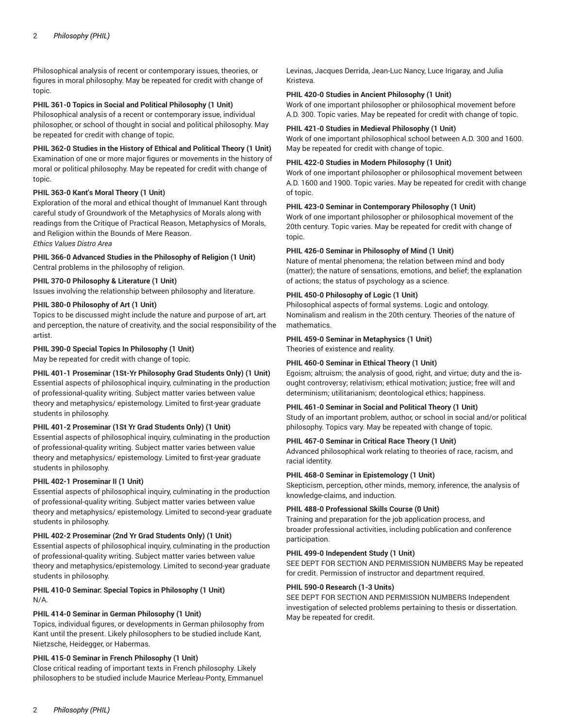Philosophical analysis of recent or contemporary issues, theories, or figures in moral philosophy. May be repeated for credit with change of topic.

**PHIL 361-0 Topics in Social and Political Philosophy (1 Unit)**
Philosophical analysis of a recent or contemporary issue, individual philosopher, or school of thought in social and political philosophy. May be repeated for credit with change of topic.

**PHIL 362-0 Studies in the History of Ethical and Political Theory (1 Unit)**
Examination of one or more major figures or movements in the history of moral or political philosophy. May be repeated for credit with change of topic.

**PHIL 363-0 Kant's Moral Theory (1 Unit)**
Exploration of the moral and ethical thought of Immanuel Kant through careful study of Groundwork of the Metaphysics of Morals along with readings from the Critique of Practical Reason, Metaphysics of Morals, and Religion within the Bounds of Mere Reason.
*Ethics Values Distro Area*

**PHIL 366-0 Advanced Studies in the Philosophy of Religion (1 Unit)**
Central problems in the philosophy of religion.

**PHIL 370-0 Philosophy & Literature (1 Unit)**
Issues involving the relationship between philosophy and literature.

**PHIL 380-0 Philosophy of Art (1 Unit)**
Topics to be discussed might include the nature and purpose of art, art and perception, the nature of creativity, and the social responsibility of the artist.

**PHIL 390-0 Special Topics In Philosophy (1 Unit)**
May be repeated for credit with change of topic.

**PHIL 401-1 Proseminar (1St-Yr Philosophy Grad Students Only) (1 Unit)**
Essential aspects of philosophical inquiry, culminating in the production of professional-quality writing. Subject matter varies between value theory and metaphysics/ epistemology. Limited to first-year graduate students in philosophy.

**PHIL 401-2 Proseminar (1St Yr Grad Students Only) (1 Unit)**
Essential aspects of philosophical inquiry, culminating in the production of professional-quality writing. Subject matter varies between value theory and metaphysics/ epistemology. Limited to first-year graduate students in philosophy.

**PHIL 402-1 Proseminar II (1 Unit)**
Essential aspects of philosophical inquiry, culminating in the production of professional-quality writing. Subject matter varies between value theory and metaphysics/ epistemology. Limited to second-year graduate students in philosophy.

**PHIL 402-2 Proseminar (2nd Yr Grad Students Only) (1 Unit)**
Essential aspects of philosophical inquiry, culminating in the production of professional-quality writing. Subject matter varies between value theory and metaphysics/epistemology. Limited to second-year graduate students in philosophy.

**PHIL 410-0 Seminar: Special Topics in Philosophy (1 Unit)**
N/A.

**PHIL 414-0 Seminar in German Philosophy (1 Unit)**
Topics, individual figures, or developments in German philosophy from Kant until the present. Likely philosophers to be studied include Kant, Nietzsche, Heidegger, or Habermas.

**PHIL 415-0 Seminar in French Philosophy (1 Unit)**
Close critical reading of important texts in French philosophy. Likely philosophers to be studied include Maurice Merleau-Ponty, Emmanuel Levinas, Jacques Derrida, Jean-Luc Nancy, Luce Irigaray, and Julia Kristeva.

**PHIL 420-0 Studies in Ancient Philosophy (1 Unit)**
Work of one important philosopher or philosophical movement before A.D. 300. Topic varies. May be repeated for credit with change of topic.

**PHIL 421-0 Studies in Medieval Philosophy (1 Unit)**
Work of one important philosophical school between A.D. 300 and 1600. May be repeated for credit with change of topic.

**PHIL 422-0 Studies in Modern Philosophy (1 Unit)**
Work of one important philosopher or philosophical movement between A.D. 1600 and 1900. Topic varies. May be repeated for credit with change of topic.

**PHIL 423-0 Seminar in Contemporary Philosophy (1 Unit)**
Work of one important philosopher or philosophical movement of the 20th century. Topic varies. May be repeated for credit with change of topic.

**PHIL 426-0 Seminar in Philosophy of Mind (1 Unit)**
Nature of mental phenomena; the relation between mind and body (matter); the nature of sensations, emotions, and belief; the explanation of actions; the status of psychology as a science.

**PHIL 450-0 Philosophy of Logic (1 Unit)**
Philosophical aspects of formal systems. Logic and ontology. Nominalism and realism in the 20th century. Theories of the nature of mathematics.

**PHIL 459-0 Seminar in Metaphysics (1 Unit)**
Theories of existence and reality.

**PHIL 460-0 Seminar in Ethical Theory (1 Unit)**
Egoism; altruism; the analysis of good, right, and virtue; duty and the is-ought controversy; relativism; ethical motivation; justice; free will and determinism; utilitarianism; deontological ethics; happiness.

**PHIL 461-0 Seminar in Social and Political Theory (1 Unit)**
Study of an important problem, author, or school in social and/or political philosophy. Topics vary. May be repeated with change of topic.

**PHIL 467-0 Seminar in Critical Race Theory (1 Unit)**
Advanced philosophical work relating to theories of race, racism, and racial identity.

**PHIL 468-0 Seminar in Epistemology (1 Unit)**
Skepticism, perception, other minds, memory, inference, the analysis of knowledge-claims, and induction.

**PHIL 488-0 Professional Skills Course (0 Unit)**
Training and preparation for the job application process, and broader professional activities, including publication and conference participation.

**PHIL 499-0 Independent Study (1 Unit)**
SEE DEPT FOR SECTION AND PERMISSION NUMBERS May be repeated for credit. Permission of instructor and department required.

**PHIL 590-0 Research (1-3 Units)**
SEE DEPT FOR SECTION AND PERMISSION NUMBERS Independent investigation of selected problems pertaining to thesis or dissertation. May be repeated for credit.